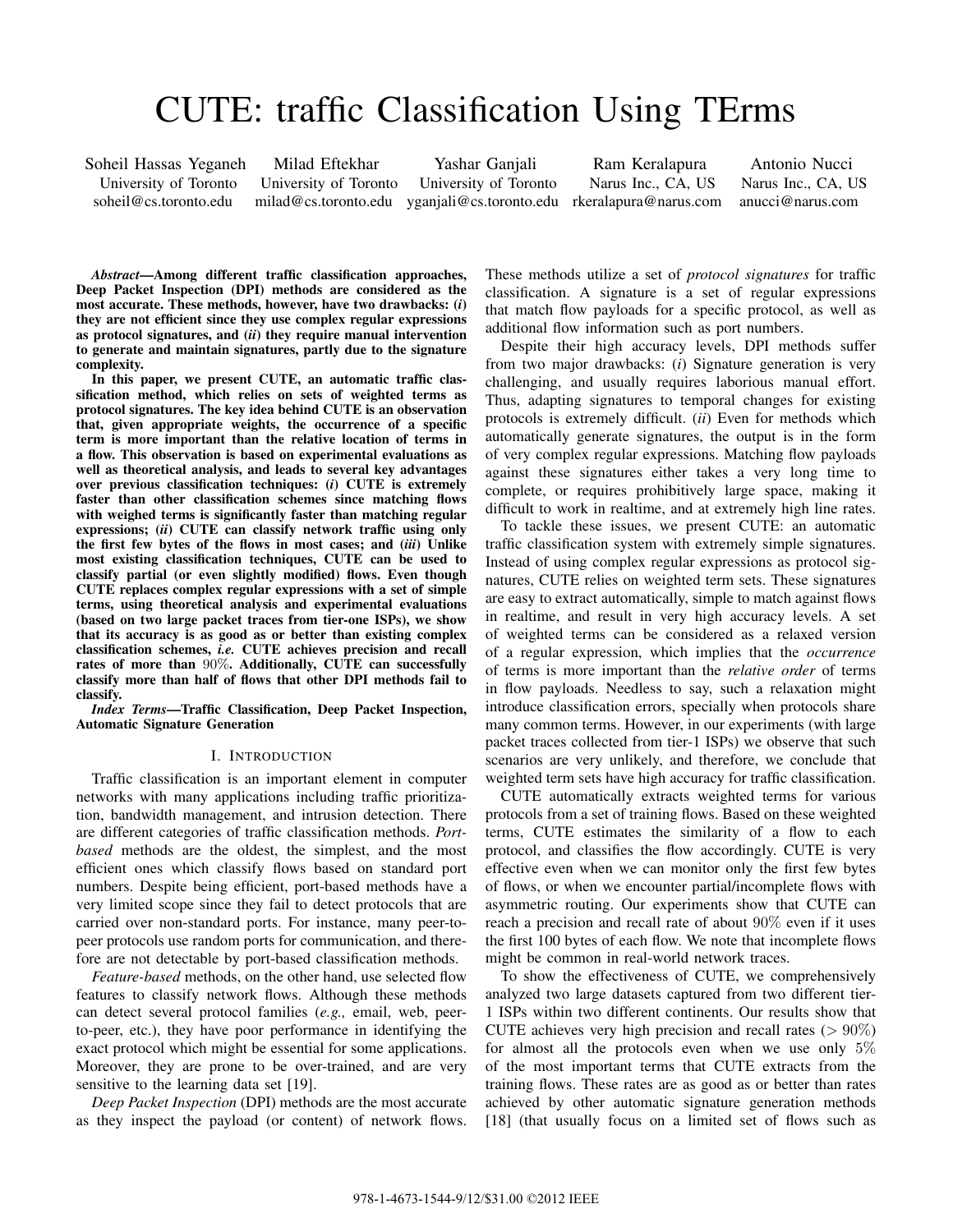# CUTE: traffic Classification Using TErms

Soheil Hassas Yeganeh, University of Toronto, soheil@cs.toronto.edu
Milad Eftekhar, University of Toronto, milad@cs.toronto.edu
Yashar Ganjali, University of Toronto, yganjali@cs.toronto.edu
Ram Keralapura, Narus Inc., CA, US, rkeralapura@narus.com
Antonio Nucci, Narus Inc., CA, US, anucci@narus.com

***Abstract*—Among different traffic classification approaches, Deep Packet Inspection (DPI) methods are considered as the most accurate. These methods, however, have two drawbacks: (*i*) they are not efficient since they use complex regular expressions as protocol signatures, and (*ii*) they require manual intervention to generate and maintain signatures, partly due to the signature complexity.**

**In this paper, we present CUTE, an automatic traffic classification method, which relies on sets of weighted terms as protocol signatures. The key idea behind CUTE is an observation that, given appropriate weights, the occurrence of a specific term is more important than the relative location of terms in a flow. This observation is based on experimental evaluations as well as theoretical analysis, and leads to several key advantages over previous classification techniques: (*i*) CUTE is extremely faster than other classification schemes since matching flows with weighed terms is significantly faster than matching regular expressions; (*ii*) CUTE can classify network traffic using only the first few bytes of the flows in most cases; and (*iii*) Unlike most existing classification techniques, CUTE can be used to classify partial (or even slightly modified) flows. Even though CUTE replaces complex regular expressions with a set of simple terms, using theoretical analysis and experimental evaluations (based on two large packet traces from tier-one ISPs), we show that its accuracy is as good as or better than existing complex classification schemes, *i.e.* CUTE achieves precision and recall rates of more than $90\%$. Additionally, CUTE can successfully classify more than half of flows that other DPI methods fail to classify.**

***Index Terms*—Traffic Classification, Deep Packet Inspection, Automatic Signature Generation**

## I. Introduction

Traffic classification is an important element in computer networks with many applications including traffic prioritization, bandwidth management, and intrusion detection. There are different categories of traffic classification methods. *Port-based* methods are the oldest, the simplest, and the most efficient ones which classify flows based on standard port numbers. Despite being efficient, port-based methods have a very limited scope since they fail to detect protocols that are carried over non-standard ports. For instance, many peer-to-peer protocols use random ports for communication, and therefore are not detectable by port-based classification methods.

*Feature-based* methods, on the other hand, use selected flow features to classify network flows. Although these methods can detect several protocol families (*e.g.,* email, web, peer-to-peer, etc.), they have poor performance in identifying the exact protocol which might be essential for some applications. Moreover, they are prone to be over-trained, and are very sensitive to the learning data set [19].

*Deep Packet Inspection* (DPI) methods are the most accurate as they inspect the payload (or content) of network flows. These methods utilize a set of *protocol signatures* for traffic classification. A signature is a set of regular expressions that match flow payloads for a specific protocol, as well as additional flow information such as port numbers.

Despite their high accuracy levels, DPI methods suffer from two major drawbacks: (*i*) Signature generation is very challenging, and usually requires laborious manual effort. Thus, adapting signatures to temporal changes for existing protocols is extremely difficult. (*ii*) Even for methods which automatically generate signatures, the output is in the form of very complex regular expressions. Matching flow payloads against these signatures either takes a very long time to complete, or requires prohibitively large space, making it difficult to work in realtime, and at extremely high line rates.

To tackle these issues, we present CUTE: an automatic traffic classification system with extremely simple signatures. Instead of using complex regular expressions as protocol signatures, CUTE relies on weighted term sets. These signatures are easy to extract automatically, simple to match against flows in realtime, and result in very high accuracy levels. A set of weighted terms can be considered as a relaxed version of a regular expression, which implies that the *occurrence* of terms is more important than the *relative order* of terms in flow payloads. Needless to say, such a relaxation might introduce classification errors, specially when protocols share many common terms. However, in our experiments (with large packet traces collected from tier-1 ISPs) we observe that such scenarios are very unlikely, and therefore, we conclude that weighted term sets have high accuracy for traffic classification.

CUTE automatically extracts weighted terms for various protocols from a set of training flows. Based on these weighted terms, CUTE estimates the similarity of a flow to each protocol, and classifies the flow accordingly. CUTE is very effective even when we can monitor only the first few bytes of flows, or when we encounter partial/incomplete flows with asymmetric routing. Our experiments show that CUTE can reach a precision and recall rate of about $90\%$ even if it uses the first 100 bytes of each flow. We note that incomplete flows might be common in real-world network traces.

To show the effectiveness of CUTE, we comprehensively analyzed two large datasets captured from two different tier-1 ISPs within two different continents. Our results show that CUTE achieves very high precision and recall rates ($> 90\%$) for almost all the protocols even when we use only $5\%$ of the most important terms that CUTE extracts from the training flows. These rates are as good as or better than rates achieved by other automatic signature generation methods [18] (that usually focus on a limited set of flows such as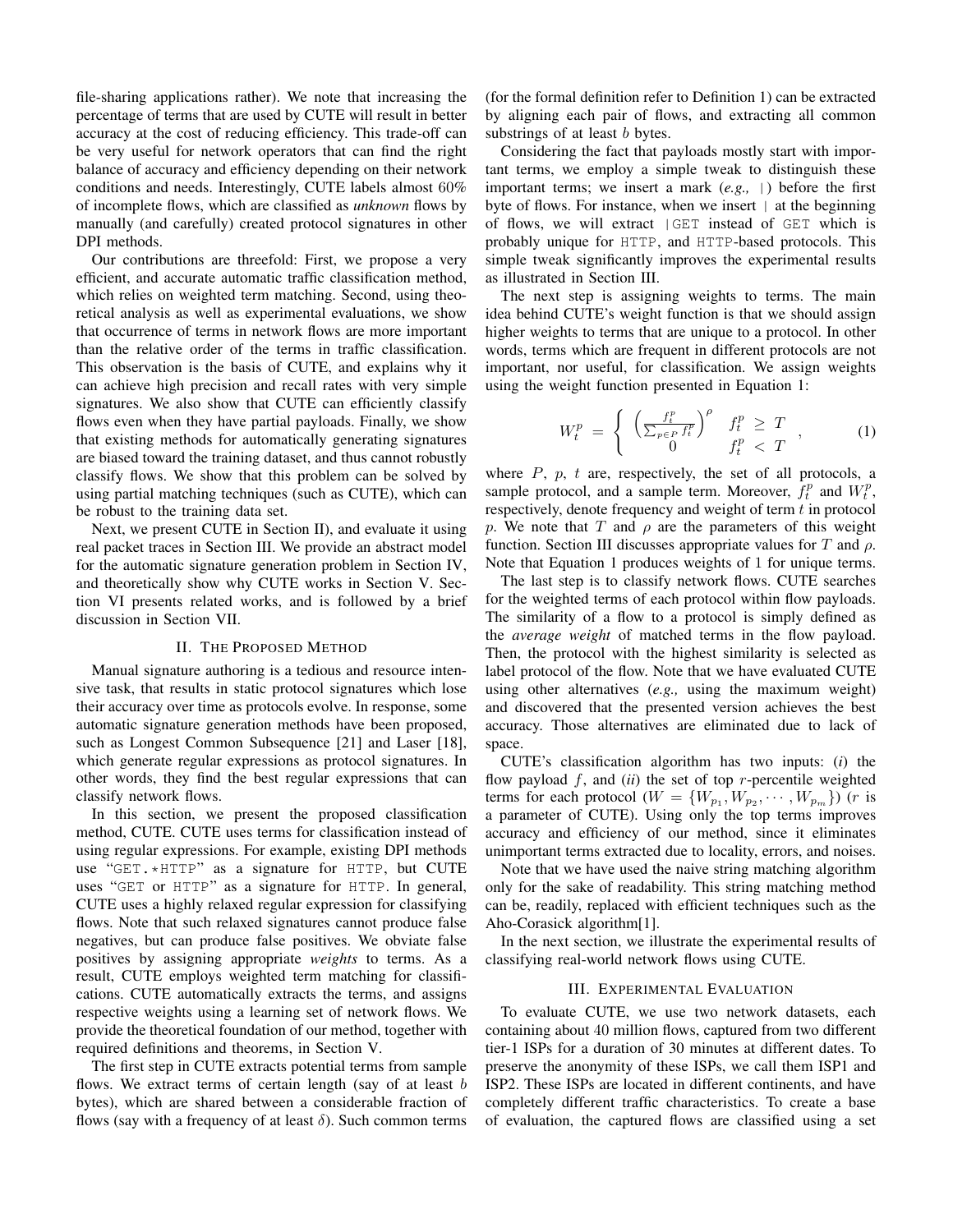file-sharing applications rather). We note that increasing the percentage of terms that are used by CUTE will result in better accuracy at the cost of reducing efficiency. This trade-off can be very useful for network operators that can find the right balance of accuracy and efficiency depending on their network conditions and needs. Interestingly, CUTE labels almost 60% of incomplete flows, which are classified as *unknown* flows by manually (and carefully) created protocol signatures in other DPI methods.

Our contributions are threefold: First, we propose a very efficient, and accurate automatic traffic classification method, which relies on weighted term matching. Second, using theoretical analysis as well as experimental evaluations, we show that occurrence of terms in network flows are more important than the relative order of the terms in traffic classification. This observation is the basis of CUTE, and explains why it can achieve high precision and recall rates with very simple signatures. We also show that CUTE can efficiently classify flows even when they have partial payloads. Finally, we show that existing methods for automatically generating signatures are biased toward the training dataset, and thus cannot robustly classify flows. We show that this problem can be solved by using partial matching techniques (such as CUTE), which can be robust to the training data set.

Next, we present CUTE in Section II), and evaluate it using real packet traces in Section III. We provide an abstract model for the automatic signature generation problem in Section IV, and theoretically show why CUTE works in Section V. Section VI presents related works, and is followed by a brief discussion in Section VII.

## II. The Proposed Method

Manual signature authoring is a tedious and resource intensive task, that results in static protocol signatures which lose their accuracy over time as protocols evolve. In response, some automatic signature generation methods have been proposed, such as Longest Common Subsequence [21] and Laser [18], which generate regular expressions as protocol signatures. In other words, they find the best regular expressions that can classify network flows.

In this section, we present the proposed classification method, CUTE. CUTE uses terms for classification instead of using regular expressions. For example, existing DPI methods use "GET.*HTTP" as a signature for HTTP, but CUTE uses "GET or HTTP" as a signature for HTTP. In general, CUTE uses a highly relaxed regular expression for classifying flows. Note that such relaxed signatures cannot produce false negatives, but can produce false positives. We obviate false positives by assigning appropriate *weights* to terms. As a result, CUTE employs weighted term matching for classifications. CUTE automatically extracts the terms, and assigns respective weights using a learning set of network flows. We provide the theoretical foundation of our method, together with required definitions and theorems, in Section V.

The first step in CUTE extracts potential terms from sample flows. We extract terms of certain length (say of at least $b$ bytes), which are shared between a considerable fraction of flows (say with a frequency of at least $\delta$). Such common terms (for the formal definition refer to Definition 1) can be extracted by aligning each pair of flows, and extracting all common substrings of at least $b$ bytes.

Considering the fact that payloads mostly start with important terms, we employ a simple tweak to distinguish these important terms; we insert a mark (*e.g.,* |) before the first byte of flows. For instance, when we insert | at the beginning of flows, we will extract |GET instead of GET which is probably unique for HTTP, and HTTP-based protocols. This simple tweak significantly improves the experimental results as illustrated in Section III.

The next step is assigning weights to terms. The main idea behind CUTE's weight function is that we should assign higher weights to terms that are unique to a protocol. In other words, terms which are frequent in different protocols are not important, nor useful, for classification. We assign weights using the weight function presented in Equation 1:

$$W_t^p = \begin{cases} \left(\frac{f_t^p}{\sum_{p \in P} f_t^p}\right)^\rho & f_t^p \geq T \\ 0 & f_t^p < T \end{cases}, \qquad (1)$$

where $P$, $p$, $t$ are, respectively, the set of all protocols, a sample protocol, and a sample term. Moreover, $f_t^p$ and $W_t^p$, respectively, denote frequency and weight of term $t$ in protocol $p$. We note that $T$ and $\rho$ are the parameters of this weight function. Section III discusses appropriate values for $T$ and $\rho$. Note that Equation 1 produces weights of 1 for unique terms.

The last step is to classify network flows. CUTE searches for the weighted terms of each protocol within flow payloads. The similarity of a flow to a protocol is simply defined as the *average weight* of matched terms in the flow payload. Then, the protocol with the highest similarity is selected as label protocol of the flow. Note that we have evaluated CUTE using other alternatives (*e.g.,* using the maximum weight) and discovered that the presented version achieves the best accuracy. Those alternatives are eliminated due to lack of space.

CUTE's classification algorithm has two inputs: (*i*) the flow payload $f$, and (*ii*) the set of top $r$-percentile weighted terms for each protocol ($W = \{W_{p_1}, W_{p_2}, \cdots, W_{p_m}\}$) ($r$ is a parameter of CUTE). Using only the top terms improves accuracy and efficiency of our method, since it eliminates unimportant terms extracted due to locality, errors, and noises.

Note that we have used the naive string matching algorithm only for the sake of readability. This string matching method can be, readily, replaced with efficient techniques such as the Aho-Corasick algorithm[1].

In the next section, we illustrate the experimental results of classifying real-world network flows using CUTE.

## III. Experimental Evaluation

To evaluate CUTE, we use two network datasets, each containing about 40 million flows, captured from two different tier-1 ISPs for a duration of 30 minutes at different dates. To preserve the anonymity of these ISPs, we call them ISP1 and ISP2. These ISPs are located in different continents, and have completely different traffic characteristics. To create a base of evaluation, the captured flows are classified using a set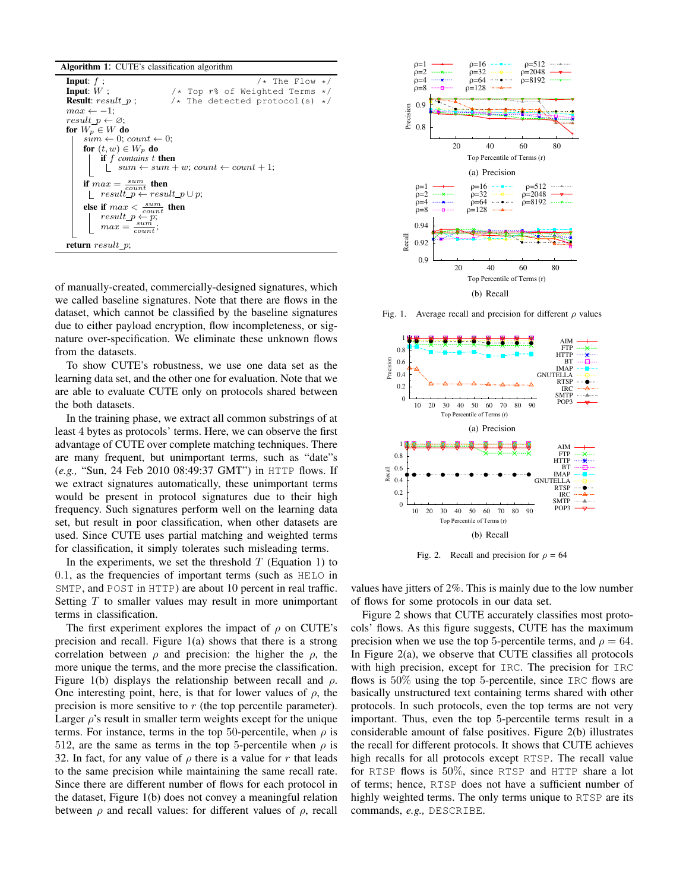**Algorithm 1**: CUTE's classification algorithm

```
Input: f ;                                        /* The Flow */
Input: W ;                          /* Top r% of Weighted Terms */
Result: result_p ;                  /* The detected protocol(s) */
max ← −1;
result_p ← ∅;
for W_p ∈ W do
    sum ← 0; count ← 0;
    for (t, w) ∈ W_p do
        if f contains t then
            sum ← sum + w; count ← count + 1;
    if max = sum/count then
        result_p ← result_p ∪ p;
    else if max < sum/count then
        result_p ← p;
        max = sum/count;
return result_p;
```

of manually-created, commercially-designed signatures, which we called baseline signatures. Note that there are flows in the dataset, which cannot be classified by the baseline signatures due to either payload encryption, flow incompleteness, or signature over-specification. We eliminate these unknown flows from the datasets.

To show CUTE's robustness, we use one data set as the learning data set, and the other one for evaluation. Note that we are able to evaluate CUTE only on protocols shared between the both datasets.

In the training phase, we extract all common substrings of at least 4 bytes as protocols' terms. Here, we can observe the first advantage of CUTE over complete matching techniques. There are many frequent, but unimportant terms, such as "date"s (*e.g.,* "Sun, 24 Feb 2010 08:49:37 GMT") in HTTP flows. If we extract signatures automatically, these unimportant terms would be present in protocol signatures due to their high frequency. Such signatures perform well on the learning data set, but result in poor classification, when other datasets are used. Since CUTE uses partial matching and weighted terms for classification, it simply tolerates such misleading terms.

In the experiments, we set the threshold $T$ (Equation 1) to $0.1$, as the frequencies of important terms (such as HELO in SMTP, and POST in HTTP) are about 10 percent in real traffic. Setting $T$ to smaller values may result in more unimportant terms in classification.

The first experiment explores the impact of $\rho$ on CUTE's precision and recall. Figure 1(a) shows that there is a strong correlation between $\rho$ and precision: the higher the $\rho$, the more unique the terms, and the more precise the classification. Figure 1(b) displays the relationship between recall and $\rho$. One interesting point, here, is that for lower values of $\rho$, the precision is more sensitive to $r$ (the top percentile parameter). Larger $\rho$'s result in smaller term weights except for the unique terms. For instance, terms in the top 50-percentile, when $\rho$ is 512, are the same as terms in the top 5-percentile when $\rho$ is 32. In fact, for any value of $\rho$ there is a value for $r$ that leads to the same precision while maintaining the same recall rate. Since there are different number of flows for each protocol in the dataset, Figure 1(b) does not convey a meaningful relation between $\rho$ and recall values: for different values of $\rho$, recall values have jitters of 2%. This is mainly due to the low number of flows for some protocols in our data set.

(a) Precision

(b) Recall

Fig. 1. Average recall and precision for different $\rho$ values

(a) Precision

(b) Recall

Fig. 2. Recall and precision for $\rho$ = 64

Figure 2 shows that CUTE accurately classifies most protocols' flows. As this figure suggests, CUTE has the maximum precision when we use the top 5-percentile terms, and $\rho = 64$. In Figure 2(a), we observe that CUTE classifies all protocols with high precision, except for IRC. The precision for IRC flows is $50\%$ using the top 5-percentile, since IRC flows are basically unstructured text containing terms shared with other protocols. In such protocols, even the top terms are not very important. Thus, even the top 5-percentile terms result in a considerable amount of false positives. Figure 2(b) illustrates the recall for different protocols. It shows that CUTE achieves high recalls for all protocols except RTSP. The recall value for RTSP flows is $50\%$, since RTSP and HTTP share a lot of terms; hence, RTSP does not have a sufficient number of highly weighted terms. The only terms unique to RTSP are its commands, *e.g.,* DESCRIBE.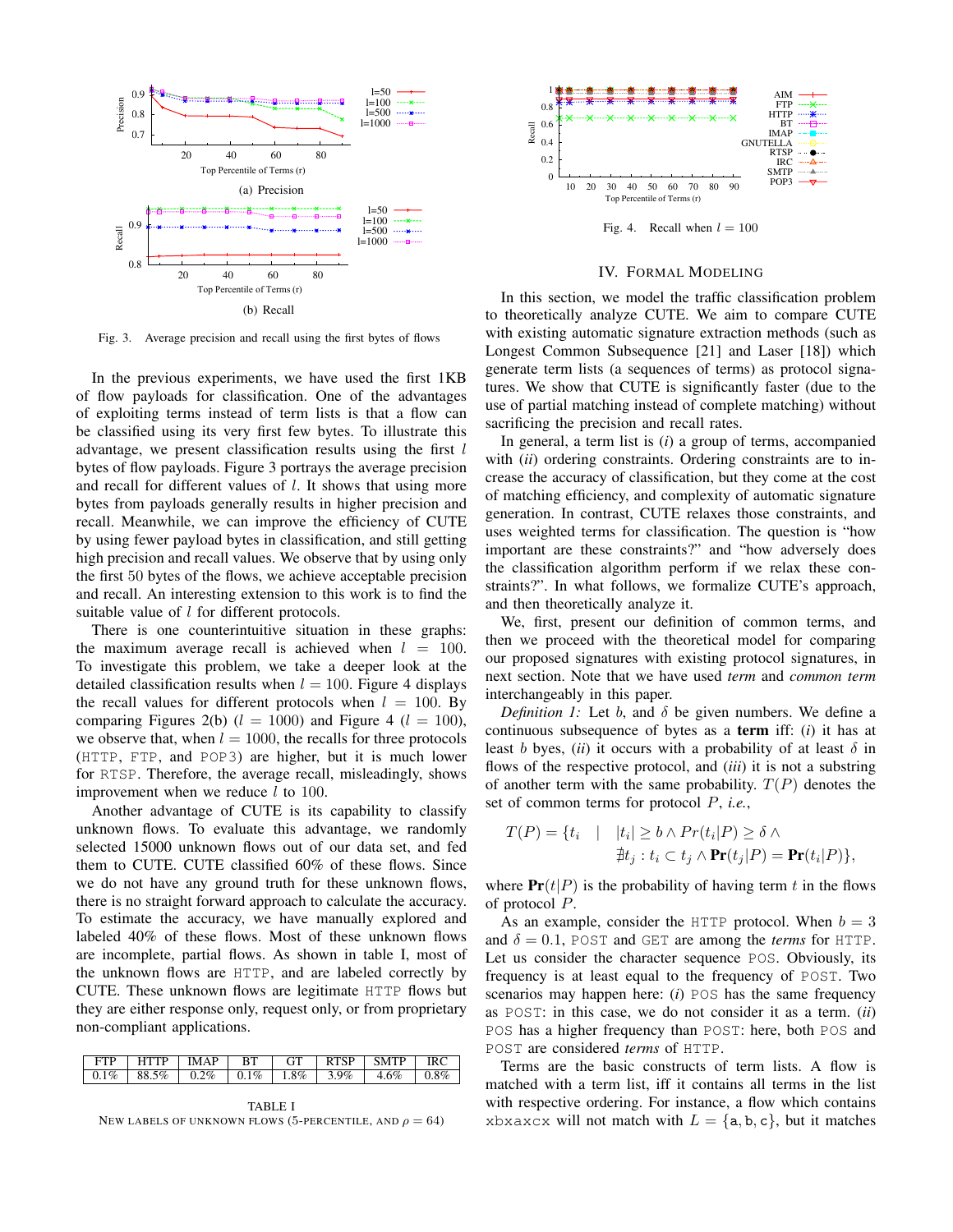Fig. 3. Average precision and recall using the first bytes of flows

(a) Precision

(b) Recall

In the previous experiments, we have used the first 1KB of flow payloads for classification. One of the advantages of exploiting terms instead of term lists is that a flow can be classified using its very first few bytes. To illustrate this advantage, we present classification results using the first $l$ bytes of flow payloads. Figure 3 portrays the average precision and recall for different values of $l$. It shows that using more bytes from payloads generally results in higher precision and recall. Meanwhile, we can improve the efficiency of CUTE by using fewer payload bytes in classification, and still getting high precision and recall values. We observe that by using only the first 50 bytes of the flows, we achieve acceptable precision and recall. An interesting extension to this work is to find the suitable value of $l$ for different protocols.

There is one counterintuitive situation in these graphs: the maximum average recall is achieved when $l = 100$. To investigate this problem, we take a deeper look at the detailed classification results when $l = 100$. Figure 4 displays the recall values for different protocols when $l = 100$. By comparing Figures 2(b) ($l = 1000$) and Figure 4 ($l = 100$), we observe that, when $l = 1000$, the recalls for three protocols (HTTP, FTP, and POP3) are higher, but it is much lower for RTSP. Therefore, the average recall, misleadingly, shows improvement when we reduce $l$ to 100.

Another advantage of CUTE is its capability to classify unknown flows. To evaluate this advantage, we randomly selected 15000 unknown flows out of our data set, and fed them to CUTE. CUTE classified 60% of these flows. Since we do not have any ground truth for these unknown flows, there is no straight forward approach to calculate the accuracy. To estimate the accuracy, we have manually explored and labeled 40% of these flows. Most of these unknown flows are incomplete, partial flows. As shown in table I, most of the unknown flows are HTTP, and are labeled correctly by CUTE. These unknown flows are legitimate HTTP flows but they are either response only, request only, or from proprietary non-compliant applications.

| FTP | HTTP | IMAP | BT | GT | RTSP | SMTP | IRC |
|---|---|---|---|---|---|---|---|
| 0.1% | 88.5% | 0.2% | 0.1% | 1.8% | 3.9% | 4.6% | 0.8% |

TABLE I
NEW LABELS OF UNKNOWN FLOWS (5-PERCENTILE, AND $\rho = 64$)

Fig. 4. Recall when $l = 100$

## IV. Formal Modeling

In this section, we model the traffic classification problem to theoretically analyze CUTE. We aim to compare CUTE with existing automatic signature extraction methods (such as Longest Common Subsequence [21] and Laser [18]) which generate term lists (a sequences of terms) as protocol signatures. We show that CUTE is significantly faster (due to the use of partial matching instead of complete matching) without sacrificing the precision and recall rates.

In general, a term list is (*i*) a group of terms, accompanied with (*ii*) ordering constraints. Ordering constraints are to increase the accuracy of classification, but they come at the cost of matching efficiency, and complexity of automatic signature generation. In contrast, CUTE relaxes those constraints, and uses weighted terms for classification. The question is "how important are these constraints?" and "how adversely does the classification algorithm perform if we relax these constraints?". In what follows, we formalize CUTE's approach, and then theoretically analyze it.

We, first, present our definition of common terms, and then we proceed with the theoretical model for comparing our proposed signatures with existing protocol signatures, in next section. Note that we have used *term* and *common term* interchangeably in this paper.

*Definition 1:* Let $b$, and $\delta$ be given numbers. We define a continuous subsequence of bytes as a **term** iff: (*i*) it has at least $b$ byes, (*ii*) it occurs with a probability of at least $\delta$ in flows of the respective protocol, and (*iii*) it is not a substring of another term with the same probability. $T(P)$ denotes the set of common terms for protocol $P$, *i.e.*,

$$T(P) = \{t_i \quad | \quad |t_i| \geq b \wedge Pr(t_i|P) \geq \delta \wedge \nexists t_j : t_i \subset t_j \wedge \mathbf{Pr}(t_j|P) = \mathbf{Pr}(t_i|P)\},$$

where $\mathbf{Pr}(t|P)$ is the probability of having term $t$ in the flows of protocol $P$.

As an example, consider the HTTP protocol. When $b = 3$ and $\delta = 0.1$, POST and GET are among the *terms* for HTTP. Let us consider the character sequence POS. Obviously, its frequency is at least equal to the frequency of POST. Two scenarios may happen here: (*i*) POS has the same frequency as POST: in this case, we do not consider it as a term. (*ii*) POS has a higher frequency than POST: here, both POS and POST are considered *terms* of HTTP.

Terms are the basic constructs of term lists. A flow is matched with a term list, iff it contains all terms in the list with respective ordering. For instance, a flow which contains xbxaxcx will not match with $L = \{\mathsf{a}, \mathsf{b}, \mathsf{c}\}$, but it matches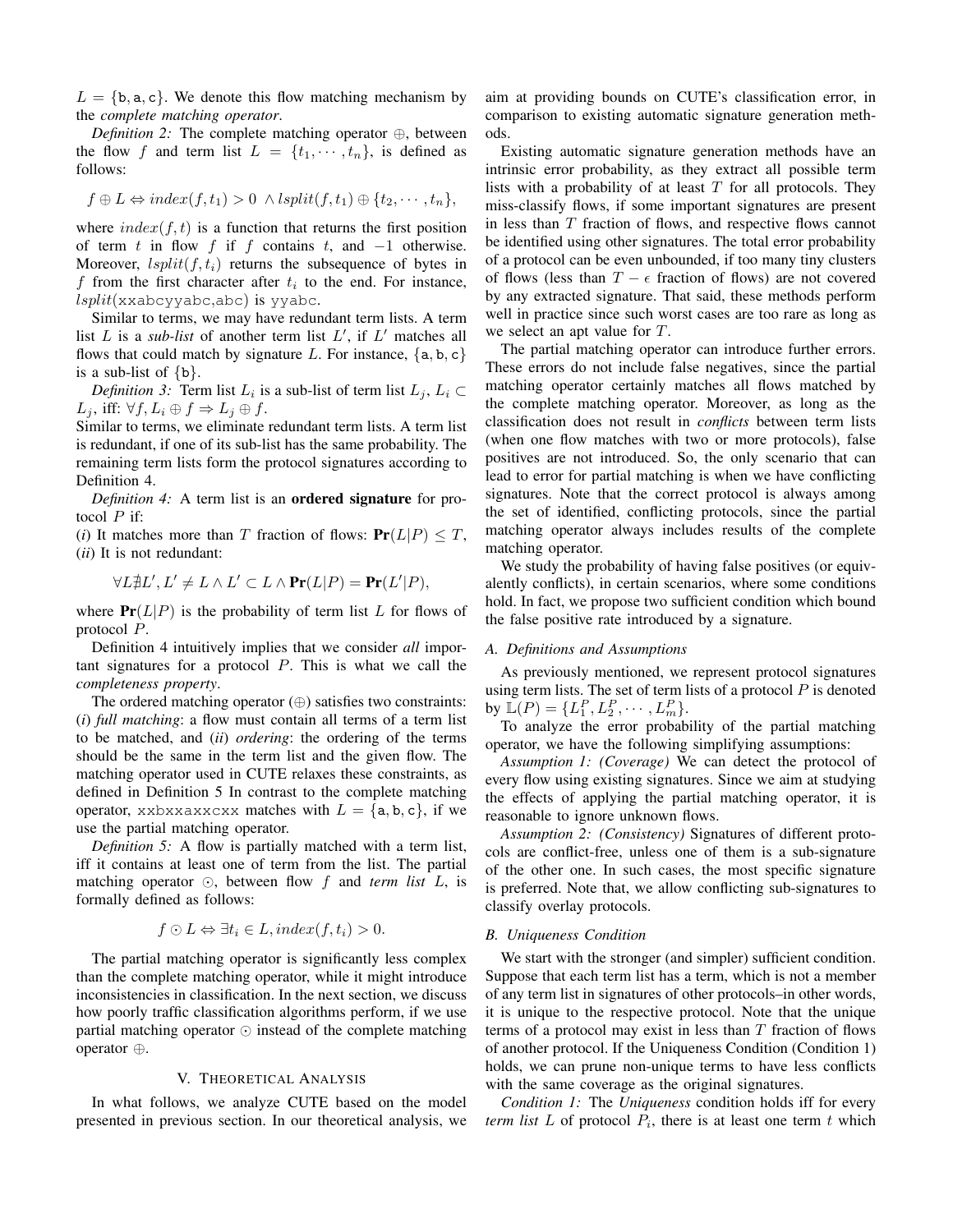$L = \{\texttt{b}, \texttt{a}, \texttt{c}\}$. We denote this flow matching mechanism by the *complete matching operator*.

*Definition 2:* The complete matching operator $\oplus$, between the flow $f$ and term list $L = \{t_1, \cdots, t_n\}$, is defined as follows:

$$f \oplus L \Leftrightarrow index(f, t_1) > 0 \ \wedge lsplit(f, t_1) \oplus \{t_2, \cdots, t_n\},$$

where $index(f, t)$ is a function that returns the first position of term $t$ in flow $f$ if $f$ contains $t$, and $-1$ otherwise. Moreover, $lsplit(f, t_i)$ returns the subsequence of bytes in $f$ from the first character after $t_i$ to the end. For instance, $lsplit$(xxabcyyabc,abc) is yyabc.

Similar to terms, we may have redundant term lists. A term list $L$ is a *sub-list* of another term list $L'$, if $L'$ matches all flows that could match by signature $L$. For instance, $\{\texttt{a}, \texttt{b}, \texttt{c}\}$ is a sub-list of $\{\texttt{b}\}$.

*Definition 3:* Term list $L_i$ is a sub-list of term list $L_j$, $L_i \subset L_j$, iff: $\forall f, L_i \oplus f \Rightarrow L_j \oplus f$.

Similar to terms, we eliminate redundant term lists. A term list is redundant, if one of its sub-list has the same probability. The remaining term lists form the protocol signatures according to Definition 4.

*Definition 4:* A term list is an **ordered signature** for protocol $P$ if:

(*i*) It matches more than $T$ fraction of flows: $\mathbf{Pr}(L|P) \leq T$,

(*ii*) It is not redundant:

$$\forall L \nexists L', L' \neq L \wedge L' \subset L \wedge \mathbf{Pr}(L|P) = \mathbf{Pr}(L'|P),$$

where $\mathbf{Pr}(L|P)$ is the probability of term list $L$ for flows of protocol $P$.

Definition 4 intuitively implies that we consider *all* important signatures for a protocol $P$. This is what we call the *completeness property*.

The ordered matching operator ($\oplus$) satisfies two constraints: (*i*) *full matching*: a flow must contain all terms of a term list to be matched, and (*ii*) *ordering*: the ordering of the terms should be the same in the term list and the given flow. The matching operator used in CUTE relaxes these constraints, as defined in Definition 5 In contrast to the complete matching operator, xxbxxaxxcxx matches with $L = \{\texttt{a}, \texttt{b}, \texttt{c}\}$, if we use the partial matching operator.

*Definition 5:* A flow is partially matched with a term list, iff it contains at least one of term from the list. The partial matching operator $\odot$, between flow $f$ and *term list* $L$, is formally defined as follows:

$$f \odot L \Leftrightarrow \exists t_i \in L, index(f, t_i) > 0.$$

The partial matching operator is significantly less complex than the complete matching operator, while it might introduce inconsistencies in classification. In the next section, we discuss how poorly traffic classification algorithms perform, if we use partial matching operator $\odot$ instead of the complete matching operator $\oplus$.

## V. Theoretical Analysis

In what follows, we analyze CUTE based on the model presented in previous section. In our theoretical analysis, we aim at providing bounds on CUTE's classification error, in comparison to existing automatic signature generation methods.

Existing automatic signature generation methods have an intrinsic error probability, as they extract all possible term lists with a probability of at least $T$ for all protocols. They miss-classify flows, if some important signatures are present in less than $T$ fraction of flows, and respective flows cannot be identified using other signatures. The total error probability of a protocol can be even unbounded, if too many tiny clusters of flows (less than $T - \epsilon$ fraction of flows) are not covered by any extracted signature. That said, these methods perform well in practice since such worst cases are too rare as long as we select an apt value for $T$.

The partial matching operator can introduce further errors. These errors do not include false negatives, since the partial matching operator certainly matches all flows matched by the complete matching operator. Moreover, as long as the classification does not result in *conflicts* between term lists (when one flow matches with two or more protocols), false positives are not introduced. So, the only scenario that can lead to error for partial matching is when we have conflicting signatures. Note that the correct protocol is always among the set of identified, conflicting protocols, since the partial matching operator always includes results of the complete matching operator.

We study the probability of having false positives (or equivalently conflicts), in certain scenarios, where some conditions hold. In fact, we propose two sufficient condition which bound the false positive rate introduced by a signature.

### A. Definitions and Assumptions

As previously mentioned, we represent protocol signatures using term lists. The set of term lists of a protocol $P$ is denoted by $\mathbb{L}(P) = \{L_1^P, L_2^P, \cdots, L_m^P\}$.

To analyze the error probability of the partial matching operator, we have the following simplifying assumptions:

*Assumption 1: (Coverage)* We can detect the protocol of every flow using existing signatures. Since we aim at studying the effects of applying the partial matching operator, it is reasonable to ignore unknown flows.

*Assumption 2: (Consistency)* Signatures of different protocols are conflict-free, unless one of them is a sub-signature of the other one. In such cases, the most specific signature is preferred. Note that, we allow conflicting sub-signatures to classify overlay protocols.

### B. Uniqueness Condition

We start with the stronger (and simpler) sufficient condition. Suppose that each term list has a term, which is not a member of any term list in signatures of other protocols–in other words, it is unique to the respective protocol. Note that the unique terms of a protocol may exist in less than $T$ fraction of flows of another protocol. If the Uniqueness Condition (Condition 1) holds, we can prune non-unique terms to have less conflicts with the same coverage as the original signatures.

*Condition 1:* The *Uniqueness* condition holds iff for every *term list* $L$ of protocol $P_i$, there is at least one term $t$ which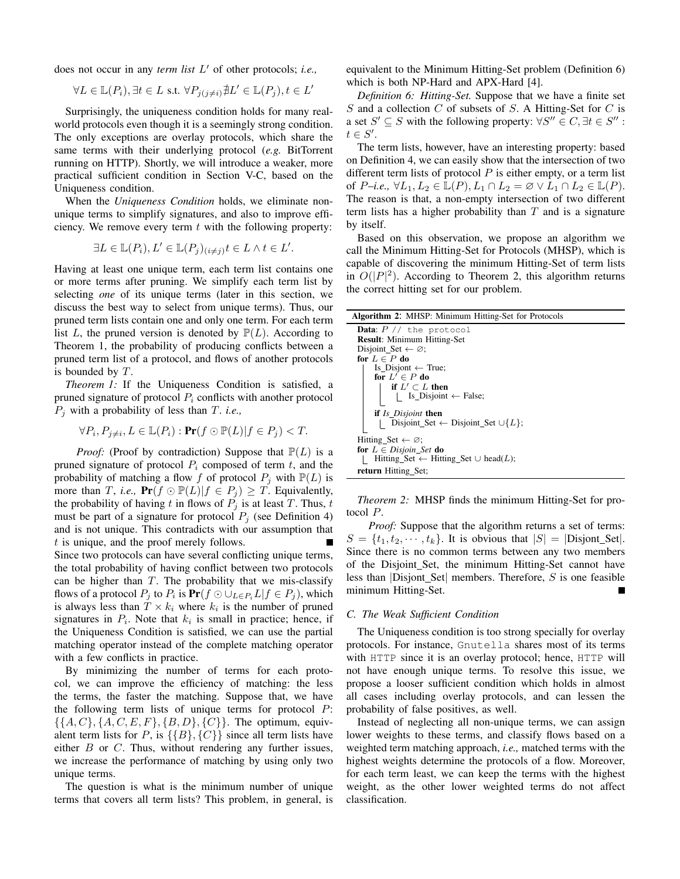does not occur in any *term list* $L'$ of other protocols; *i.e.,*

$$\forall L \in \mathbb{L}(P_i), \exists t \in L \text{ s.t. } \forall P_{j(j\neq i)} \nexists L' \in \mathbb{L}(P_j), t \in L'$$

Surprisingly, the uniqueness condition holds for many real-world protocols even though it is a seemingly strong condition. The only exceptions are overlay protocols, which share the same terms with their underlying protocol (*e.g.* BitTorrent running on HTTP). Shortly, we will introduce a weaker, more practical sufficient condition in Section V-C, based on the Uniqueness condition.

When the *Uniqueness Condition* holds, we eliminate non-unique terms to simplify signatures, and also to improve efficiency. We remove every term $t$ with the following property:

$$\exists L \in \mathbb{L}(P_i), L' \in \mathbb{L}(P_j)_{(i\neq j)} t \in L \wedge t \in L'.$$

Having at least one unique term, each term list contains one or more terms after pruning. We simplify each term list by selecting *one* of its unique terms (later in this section, we discuss the best way to select from unique terms). Thus, our pruned term lists contain one and only one term. For each term list $L$, the pruned version is denoted by $\mathbb{P}(L)$. According to Theorem 1, the probability of producing conflicts between a pruned term list of a protocol, and flows of another protocols is bounded by $T$.

*Theorem 1:* If the Uniqueness Condition is satisfied, a pruned signature of protocol $P_i$ conflicts with another protocol $P_j$ with a probability of less than $T$. *i.e.,*

$$\forall P_i, P_{j\neq i}, L \in \mathbb{L}(P_i) : \mathbf{Pr}(f \odot \mathbb{P}(L) | f \in P_j) < T.$$

*Proof:* (Proof by contradiction) Suppose that $\mathbb{P}(L)$ is a pruned signature of protocol $P_i$ composed of term $t$, and the probability of matching a flow $f$ of protocol $P_j$ with $\mathbb{P}(L)$ is more than $T$, *i.e.,* $\mathbf{Pr}(f \odot \mathbb{P}(L) | f \in P_j) \geq T$. Equivalently, the probability of having $t$ in flows of $P_j$ is at least $T$. Thus, $t$ must be part of a signature for protocol $P_j$ (see Definition 4) and is not unique. This contradicts with our assumption that $t$ is unique, and the proof merely follows. ∎

Since two protocols can have several conflicting unique terms, the total probability of having conflict between two protocols can be higher than $T$. The probability that we mis-classify flows of a protocol $P_j$ to $P_i$ is $\mathbf{Pr}(f \odot \cup_{L \in P_i} L | f \in P_j)$, which is always less than $T \times k_i$ where $k_i$ is the number of pruned signatures in $P_i$. Note that $k_i$ is small in practice; hence, if the Uniqueness Condition is satisfied, we can use the partial matching operator instead of the complete matching operator with a few conflicts in practice.

By minimizing the number of terms for each protocol, we can improve the efficiency of matching: the less the terms, the faster the matching. Suppose that, we have the following term lists of unique terms for protocol $P$: $\{\{A, C\}, \{A, C, E, F\}, \{B, D\}, \{C\}\}$. The optimum, equivalent term lists for $P$, is $\{\{B\}, \{C\}\}$ since all term lists have either $B$ or $C$. Thus, without rendering any further issues, we increase the performance of matching by using only two unique terms.

The question is what is the minimum number of unique terms that covers all term lists? This problem, in general, is equivalent to the Minimum Hitting-Set problem (Definition 6) which is both NP-Hard and APX-Hard [4].

*Definition 6: Hitting-Set.* Suppose that we have a finite set $S$ and a collection $C$ of subsets of $S$. A Hitting-Set for $C$ is a set $S' \subseteq S$ with the following property: $\forall S'' \in C, \exists t \in S'' : t \in S'$.

The term lists, however, have an interesting property: based on Definition 4, we can easily show that the intersection of two different term lists of protocol $P$ is either empty, or a term list of $P$–*i.e.,* $\forall L_1, L_2 \in \mathbb{L}(P), L_1 \cap L_2 = \varnothing \vee L_1 \cap L_2 \in \mathbb{L}(P)$. The reason is that, a non-empty intersection of two different term lists has a higher probability than $T$ and is a signature by itself.

Based on this observation, we propose an algorithm we call the Minimum Hitting-Set for Protocols (MHSP), which is capable of discovering the minimum Hitting-Set of term lists in $O(|P|^2)$. According to Theorem 2, this algorithm returns the correct hitting set for our problem.

**Algorithm 2**: MHSP: Minimum Hitting-Set for Protocols

```
Data: P // the protocol
Result: Minimum Hitting-Set
Disjoint_Set ← ∅;
for L ∈ P do
    Is_Disjont ← True;
    for L' ∈ P do
        if L' ⊂ L then
            Is_Disjoint ← False;
    if Is_Disjoint then
        Disjoint_Set ← Disjoint_Set ∪{L};
Hitting_Set ← ∅;
for L ∈ Disjoin_Set do
    Hitting_Set ← Hitting_Set ∪ head(L);
return Hitting_Set;
```

*Theorem 2:* MHSP finds the minimum Hitting-Set for protocol $P$.

*Proof:* Suppose that the algorithm returns a set of terms: $S = \{t_1, t_2, \cdots, t_k\}$. It is obvious that $|S| = |\text{Disjont\_Set}|$. Since there is no common terms between any two members of the Disjoint_Set, the minimum Hitting-Set cannot have less than |Disjont_Set| members. Therefore, $S$ is one feasible minimum Hitting-Set. ∎

### C. The Weak Sufficient Condition

The Uniqueness condition is too strong specially for overlay protocols. For instance, `Gnutella` shares most of its terms with `HTTP` since it is an overlay protocol; hence, `HTTP` will not have enough unique terms. To resolve this issue, we propose a looser sufficient condition which holds in almost all cases including overlay protocols, and can lessen the probability of false positives, as well.

Instead of neglecting all non-unique terms, we can assign lower weights to these terms, and classify flows based on a weighted term matching approach, *i.e.,* matched terms with the highest weights determine the protocols of a flow. Moreover, for each term least, we can keep the terms with the highest weight, as the other lower weighted terms do not affect classification.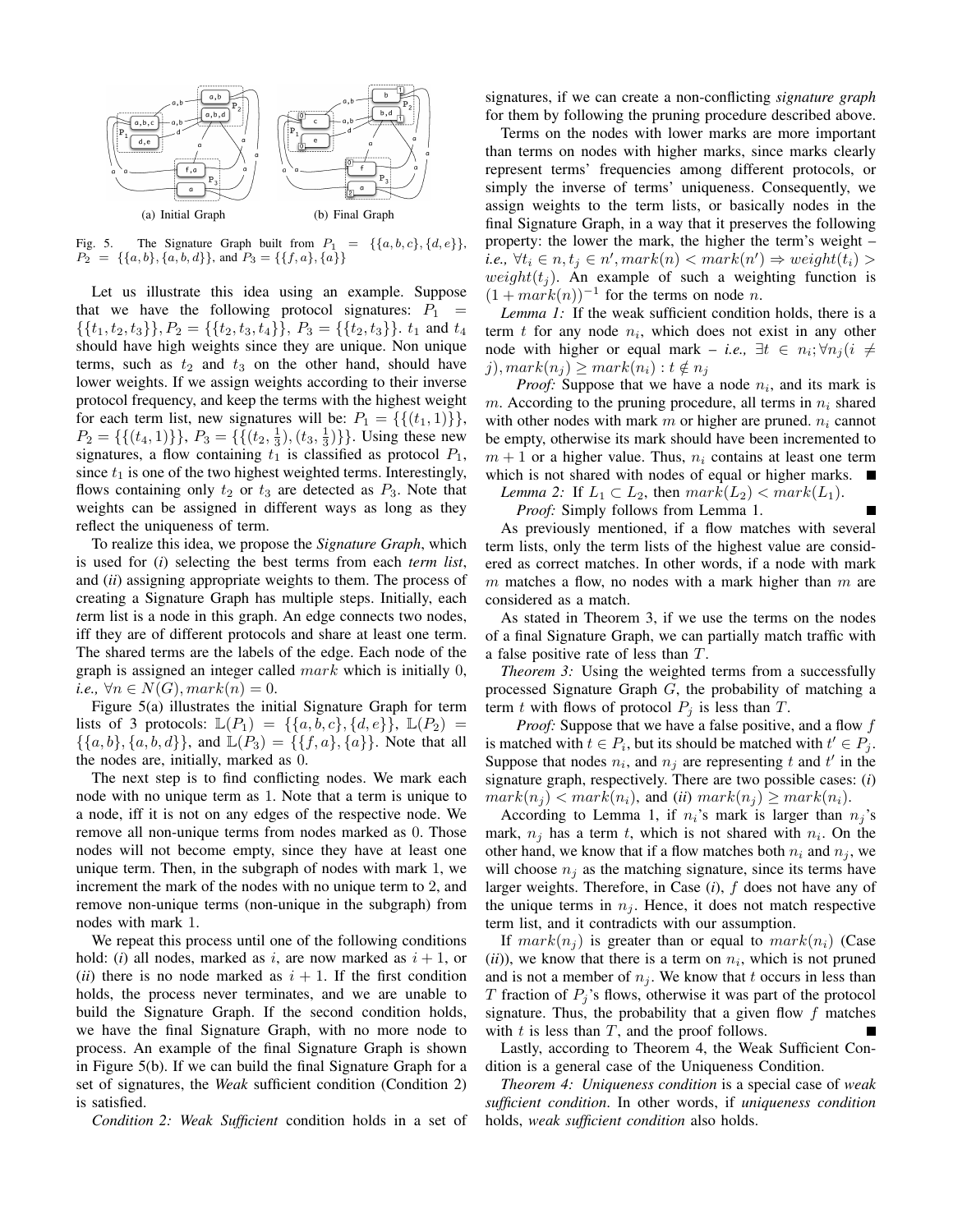(a) Initial Graph (b) Final Graph

Fig. 5. The Signature Graph built from $P_1 = \{\{a, b, c\}, \{d, e\}\}$, $P_2 = \{\{a, b\}, \{a, b, d\}\}$, and $P_3 = \{\{f, a\}, \{a\}\}$

Let us illustrate this idea using an example. Suppose that we have the following protocol signatures: $P_1 = \{\{t_1, t_2, t_3\}\}, P_2 = \{\{t_2, t_3, t_4\}\}$, $P_3 = \{\{t_2, t_3\}\}$. $t_1$ and $t_4$ should have high weights since they are unique. Non unique terms, such as $t_2$ and $t_3$ on the other hand, should have lower weights. If we assign weights according to their inverse protocol frequency, and keep the terms with the highest weight for each term list, new signatures will be: $P_1 = \{\{(t_1, 1)\}\}$, $P_2 = \{\{(t_4, 1)\}\}$, $P_3 = \{\{(t_2, \frac{1}{3}), (t_3, \frac{1}{3})\}\}$. Using these new signatures, a flow containing $t_1$ is classified as protocol $P_1$, since $t_1$ is one of the two highest weighted terms. Interestingly, flows containing only $t_2$ or $t_3$ are detected as $P_3$. Note that weights can be assigned in different ways as long as they reflect the uniqueness of term.

To realize this idea, we propose the *Signature Graph*, which is used for (*i*) selecting the best terms from each *term list*, and (*ii*) assigning appropriate weights to them. The process of creating a Signature Graph has multiple steps. Initially, each *t*erm list is a node in this graph. An edge connects two nodes, iff they are of different protocols and share at least one term. The shared terms are the labels of the edge. Each node of the graph is assigned an integer called $mark$ which is initially 0, *i.e.,* $\forall n \in N(G), mark(n) = 0$.

Figure 5(a) illustrates the initial Signature Graph for term lists of 3 protocols: $\mathbb{L}(P_1) = \{\{a, b, c\}, \{d, e\}\}$, $\mathbb{L}(P_2) = \{\{a, b\}, \{a, b, d\}\}$, and $\mathbb{L}(P_3) = \{\{f, a\}, \{a\}\}$. Note that all the nodes are, initially, marked as 0.

The next step is to find conflicting nodes. We mark each node with no unique term as 1. Note that a term is unique to a node, iff it is not on any edges of the respective node. We remove all non-unique terms from nodes marked as 0. Those nodes will not become empty, since they have at least one unique term. Then, in the subgraph of nodes with mark 1, we increment the mark of the nodes with no unique term to 2, and remove non-unique terms (non-unique in the subgraph) from nodes with mark 1.

We repeat this process until one of the following conditions hold: (*i*) all nodes, marked as $i$, are now marked as $i + 1$, or (*ii*) there is no node marked as $i + 1$. If the first condition holds, the process never terminates, and we are unable to build the Signature Graph. If the second condition holds, we have the final Signature Graph, with no more node to process. An example of the final Signature Graph is shown in Figure 5(b). If we can build the final Signature Graph for a set of signatures, the *Weak* sufficient condition (Condition 2) is satisfied.

*Condition 2: Weak Sufficient* condition holds in a set of signatures, if we can create a non-conflicting *signature graph* for them by following the pruning procedure described above.

Terms on the nodes with lower marks are more important than terms on nodes with higher marks, since marks clearly represent terms' frequencies among different protocols, or simply the inverse of terms' uniqueness. Consequently, we assign weights to the term lists, or basically nodes in the final Signature Graph, in a way that it preserves the following property: the lower the mark, the higher the term's weight – *i.e.,* $\forall t_i \in n, t_j \in n', mark(n) < mark(n') \Rightarrow weight(t_i) > weight(t_j)$. An example of such a weighting function is $(1 + mark(n))^{-1}$ for the terms on node $n$.

*Lemma 1:* If the weak sufficient condition holds, there is a term $t$ for any node $n_i$, which does not exist in any other node with higher or equal mark – *i.e.,* $\exists t \in n_i; \forall n_j(i \neq j), mark(n_j) \geq mark(n_i) : t \notin n_j$

*Proof:* Suppose that we have a node $n_i$, and its mark is $m$. According to the pruning procedure, all terms in $n_i$ shared with other nodes with mark $m$ or higher are pruned. $n_i$ cannot be empty, otherwise its mark should have been incremented to $m + 1$ or a higher value. Thus, $n_i$ contains at least one term which is not shared with nodes of equal or higher marks. ∎

*Lemma 2:* If $L_1 \subset L_2$, then $mark(L_2) < mark(L_1)$.

*Proof:* Simply follows from Lemma 1. ∎

As previously mentioned, if a flow matches with several term lists, only the term lists of the highest value are considered as correct matches. In other words, if a node with mark $m$ matches a flow, no nodes with a mark higher than $m$ are considered as a match.

As stated in Theorem 3, if we use the terms on the nodes of a final Signature Graph, we can partially match traffic with a false positive rate of less than $T$.

*Theorem 3:* Using the weighted terms from a successfully processed Signature Graph $G$, the probability of matching a term $t$ with flows of protocol $P_j$ is less than $T$.

*Proof:* Suppose that we have a false positive, and a flow $f$ is matched with $t \in P_i$, but its should be matched with $t' \in P_j$. Suppose that nodes $n_i$, and $n_j$ are representing $t$ and $t'$ in the signature graph, respectively. There are two possible cases: (*i*) $mark(n_j) < mark(n_i)$, and (*ii*) $mark(n_j) \geq mark(n_i)$.

According to Lemma 1, if $n_i$'s mark is larger than $n_j$'s mark, $n_j$ has a term $t$, which is not shared with $n_i$. On the other hand, we know that if a flow matches both $n_i$ and $n_j$, we will choose $n_j$ as the matching signature, since its terms have larger weights. Therefore, in Case (*i*), $f$ does not have any of the unique terms in $n_j$. Hence, it does not match respective term list, and it contradicts with our assumption.

If $mark(n_j)$ is greater than or equal to $mark(n_i)$ (Case (*ii*)), we know that there is a term on $n_i$, which is not pruned and is not a member of $n_j$. We know that $t$ occurs in less than $T$ fraction of $P_j$'s flows, otherwise it was part of the protocol signature. Thus, the probability that a given flow $f$ matches with $t$ is less than $T$, and the proof follows. ∎

Lastly, according to Theorem 4, the Weak Sufficient Condition is a general case of the Uniqueness Condition.

*Theorem 4: Uniqueness condition* is a special case of *weak sufficient condition*. In other words, if *uniqueness condition* holds, *weak sufficient condition* also holds.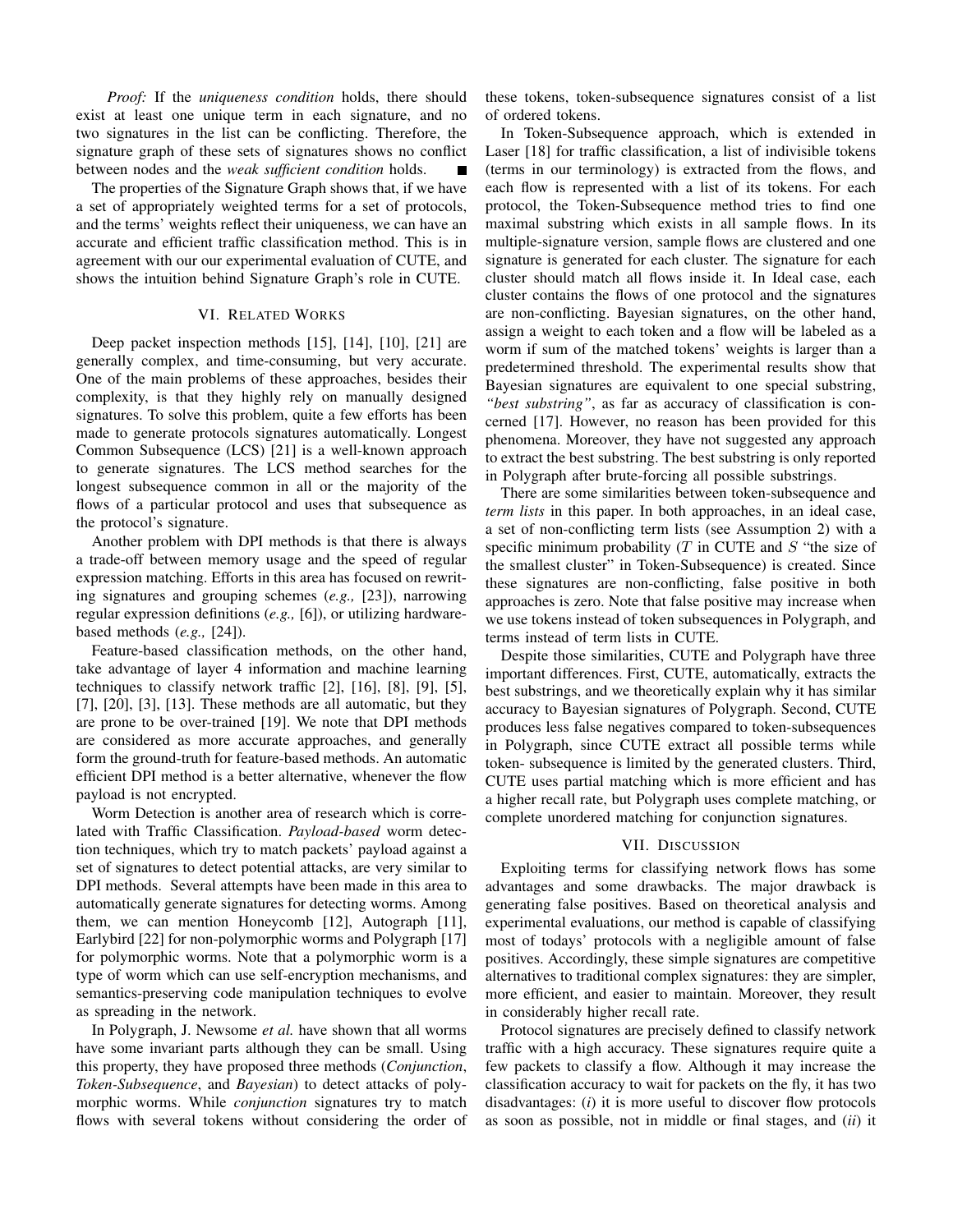*Proof:* If the *uniqueness condition* holds, there should exist at least one unique term in each signature, and no two signatures in the list can be conflicting. Therefore, the signature graph of these sets of signatures shows no conflict between nodes and the *weak sufficient condition* holds. ■

The properties of the Signature Graph shows that, if we have a set of appropriately weighted terms for a set of protocols, and the terms' weights reflect their uniqueness, we can have an accurate and efficient traffic classification method. This is in agreement with our our experimental evaluation of CUTE, and shows the intuition behind Signature Graph's role in CUTE.

## VI. Related Works

Deep packet inspection methods [15], [14], [10], [21] are generally complex, and time-consuming, but very accurate. One of the main problems of these approaches, besides their complexity, is that they highly rely on manually designed signatures. To solve this problem, quite a few efforts has been made to generate protocols signatures automatically. Longest Common Subsequence (LCS) [21] is a well-known approach to generate signatures. The LCS method searches for the longest subsequence common in all or the majority of the flows of a particular protocol and uses that subsequence as the protocol's signature.

Another problem with DPI methods is that there is always a trade-off between memory usage and the speed of regular expression matching. Efforts in this area has focused on rewriting signatures and grouping schemes (*e.g.,* [23]), narrowing regular expression definitions (*e.g.,* [6]), or utilizing hardware-based methods (*e.g.,* [24]).

Feature-based classification methods, on the other hand, take advantage of layer 4 information and machine learning techniques to classify network traffic [2], [16], [8], [9], [5], [7], [20], [3], [13]. These methods are all automatic, but they are prone to be over-trained [19]. We note that DPI methods are considered as more accurate approaches, and generally form the ground-truth for feature-based methods. An automatic efficient DPI method is a better alternative, whenever the flow payload is not encrypted.

Worm Detection is another area of research which is correlated with Traffic Classification. *Payload-based* worm detection techniques, which try to match packets' payload against a set of signatures to detect potential attacks, are very similar to DPI methods. Several attempts have been made in this area to automatically generate signatures for detecting worms. Among them, we can mention Honeycomb [12], Autograph [11], Earlybird [22] for non-polymorphic worms and Polygraph [17] for polymorphic worms. Note that a polymorphic worm is a type of worm which can use self-encryption mechanisms, and semantics-preserving code manipulation techniques to evolve as spreading in the network.

In Polygraph, J. Newsome *et al.* have shown that all worms have some invariant parts although they can be small. Using this property, they have proposed three methods (*Conjunction*, *Token-Subsequence*, and *Bayesian*) to detect attacks of polymorphic worms. While *conjunction* signatures try to match flows with several tokens without considering the order of these tokens, token-subsequence signatures consist of a list of ordered tokens.

In Token-Subsequence approach, which is extended in Laser [18] for traffic classification, a list of indivisible tokens (terms in our terminology) is extracted from the flows, and each flow is represented with a list of its tokens. For each protocol, the Token-Subsequence method tries to find one maximal substring which exists in all sample flows. In its multiple-signature version, sample flows are clustered and one signature is generated for each cluster. The signature for each cluster should match all flows inside it. In Ideal case, each cluster contains the flows of one protocol and the signatures are non-conflicting. Bayesian signatures, on the other hand, assign a weight to each token and a flow will be labeled as a worm if sum of the matched tokens' weights is larger than a predetermined threshold. The experimental results show that Bayesian signatures are equivalent to one special substring, *"best substring"*, as far as accuracy of classification is concerned [17]. However, no reason has been provided for this phenomena. Moreover, they have not suggested any approach to extract the best substring. The best substring is only reported in Polygraph after brute-forcing all possible substrings.

There are some similarities between token-subsequence and *term lists* in this paper. In both approaches, in an ideal case, a set of non-conflicting term lists (see Assumption 2) with a specific minimum probability ($T$ in CUTE and $S$ "the size of the smallest cluster" in Token-Subsequence) is created. Since these signatures are non-conflicting, false positive in both approaches is zero. Note that false positive may increase when we use tokens instead of token subsequences in Polygraph, and terms instead of term lists in CUTE.

Despite those similarities, CUTE and Polygraph have three important differences. First, CUTE, automatically, extracts the best substrings, and we theoretically explain why it has similar accuracy to Bayesian signatures of Polygraph. Second, CUTE produces less false negatives compared to token-subsequences in Polygraph, since CUTE extract all possible terms while token- subsequence is limited by the generated clusters. Third, CUTE uses partial matching which is more efficient and has a higher recall rate, but Polygraph uses complete matching, or complete unordered matching for conjunction signatures.

## VII. Discussion

Exploiting terms for classifying network flows has some advantages and some drawbacks. The major drawback is generating false positives. Based on theoretical analysis and experimental evaluations, our method is capable of classifying most of todays' protocols with a negligible amount of false positives. Accordingly, these simple signatures are competitive alternatives to traditional complex signatures: they are simpler, more efficient, and easier to maintain. Moreover, they result in considerably higher recall rate.

Protocol signatures are precisely defined to classify network traffic with a high accuracy. These signatures require quite a few packets to classify a flow. Although it may increase the classification accuracy to wait for packets on the fly, it has two disadvantages: (*i*) it is more useful to discover flow protocols as soon as possible, not in middle or final stages, and (*ii*) it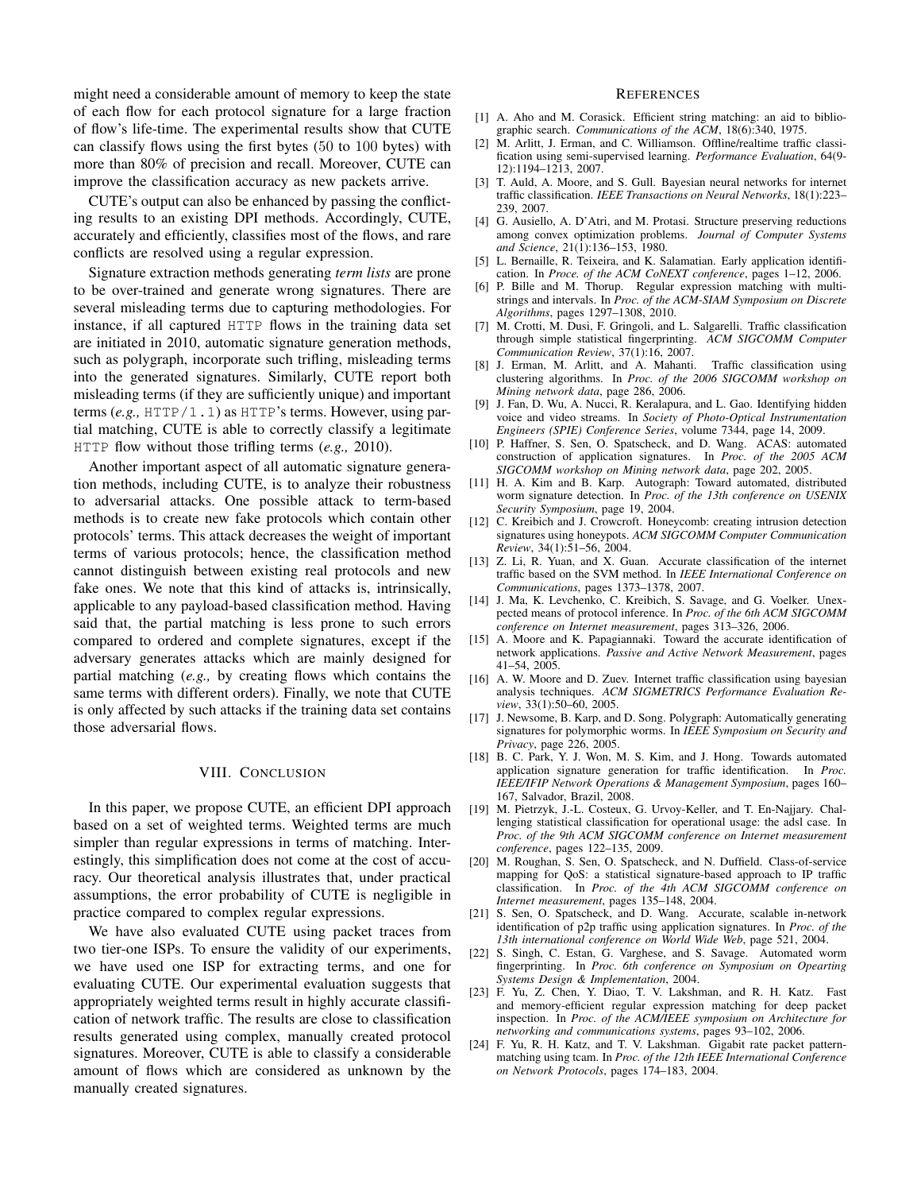might need a considerable amount of memory to keep the state of each flow for each protocol signature for a large fraction of flow's life-time. The experimental results show that CUTE can classify flows using the first bytes (50 to 100 bytes) with more than 80% of precision and recall. Moreover, CUTE can improve the classification accuracy as new packets arrive.

CUTE's output can also be enhanced by passing the conflicting results to an existing DPI methods. Accordingly, CUTE, accurately and efficiently, classifies most of the flows, and rare conflicts are resolved using a regular expression.

Signature extraction methods generating *term lists* are prone to be over-trained and generate wrong signatures. There are several misleading terms due to capturing methodologies. For instance, if all captured `HTTP` flows in the training data set are initiated in 2010, automatic signature generation methods, such as polygraph, incorporate such trifling, misleading terms into the generated signatures. Similarly, CUTE report both misleading terms (if they are sufficiently unique) and important terms (*e.g.,* `HTTP/1.1`) as `HTTP`'s terms. However, using partial matching, CUTE is able to correctly classify a legitimate `HTTP` flow without those trifling terms (*e.g.,* 2010).

Another important aspect of all automatic signature generation methods, including CUTE, is to analyze their robustness to adversarial attacks. One possible attack to term-based methods is to create new fake protocols which contain other protocols' terms. This attack decreases the weight of important terms of various protocols; hence, the classification method cannot distinguish between existing real protocols and new fake ones. We note that this kind of attacks is, intrinsically, applicable to any payload-based classification method. Having said that, the partial matching is less prone to such errors compared to ordered and complete signatures, except if the adversary generates attacks which are mainly designed for partial matching (*e.g.,* by creating flows which contains the same terms with different orders). Finally, we note that CUTE is only affected by such attacks if the training data set contains those adversarial flows.

## VIII. Conclusion

In this paper, we propose CUTE, an efficient DPI approach based on a set of weighted terms. Weighted terms are much simpler than regular expressions in terms of matching. Interestingly, this simplification does not come at the cost of accuracy. Our theoretical analysis illustrates that, under practical assumptions, the error probability of CUTE is negligible in practice compared to complex regular expressions.

We have also evaluated CUTE using packet traces from two tier-one ISPs. To ensure the validity of our experiments, we have used one ISP for extracting terms, and one for evaluating CUTE. Our experimental evaluation suggests that appropriately weighted terms result in highly accurate classification of network traffic. The results are close to classification results generated using complex, manually created protocol signatures. Moreover, CUTE is able to classify a considerable amount of flows which are considered as unknown by the manually created signatures.

## References

[1] A. Aho and M. Corasick. Efficient string matching: an aid to bibliographic search. *Communications of the ACM*, 18(6):340, 1975.

[2] M. Arlitt, J. Erman, and C. Williamson. Offline/realtime traffic classification using semi-supervised learning. *Performance Evaluation*, 64(9-12):1194–1213, 2007.

[3] T. Auld, A. Moore, and S. Gull. Bayesian neural networks for internet traffic classification. *IEEE Transactions on Neural Networks*, 18(1):223–239, 2007.

[4] G. Ausiello, A. D'Atri, and M. Protasi. Structure preserving reductions among convex optimization problems. *Journal of Computer Systems and Science*, 21(1):136–153, 1980.

[5] L. Bernaille, R. Teixeira, and K. Salamatian. Early application identification. In *Proce. of the ACM CoNEXT conference*, pages 1–12, 2006.

[6] P. Bille and M. Thorup. Regular expression matching with multi-strings and intervals. In *Proc. of the ACM-SIAM Symposium on Discrete Algorithms*, pages 1297–1308, 2010.

[7] M. Crotti, M. Dusi, F. Gringoli, and L. Salgarelli. Traffic classification through simple statistical fingerprinting. *ACM SIGCOMM Computer Communication Review*, 37(1):16, 2007.

[8] J. Erman, M. Arlitt, and A. Mahanti. Traffic classification using clustering algorithms. In *Proc. of the 2006 SIGCOMM workshop on Mining network data*, page 286, 2006.

[9] J. Fan, D. Wu, A. Nucci, R. Keralapura, and L. Gao. Identifying hidden voice and video streams. In *Society of Photo-Optical Instrumentation Engineers (SPIE) Conference Series*, volume 7344, page 14, 2009.

[10] P. Haffner, S. Sen, O. Spatscheck, and D. Wang. ACAS: automated construction of application signatures. In *Proc. of the 2005 ACM SIGCOMM workshop on Mining network data*, page 202, 2005.

[11] H. A. Kim and B. Karp. Autograph: Toward automated, distributed worm signature detection. In *Proc. of the 13th conference on USENIX Security Symposium*, page 19, 2004.

[12] C. Kreibich and J. Crowcroft. Honeycomb: creating intrusion detection signatures using honeypots. *ACM SIGCOMM Computer Communication Review*, 34(1):51–56, 2004.

[13] Z. Li, R. Yuan, and X. Guan. Accurate classification of the internet traffic based on the SVM method. In *IEEE International Conference on Communications*, pages 1373–1378, 2007.

[14] J. Ma, K. Levchenko, C. Kreibich, S. Savage, and G. Voelker. Unexpected means of protocol inference. In *Proc. of the 6th ACM SIGCOMM conference on Internet measurement*, pages 313–326, 2006.

[15] A. Moore and K. Papagiannaki. Toward the accurate identification of network applications. *Passive and Active Network Measurement*, pages 41–54, 2005.

[16] A. W. Moore and D. Zuev. Internet traffic classification using bayesian analysis techniques. *ACM SIGMETRICS Performance Evaluation Review*, 33(1):50–60, 2005.

[17] J. Newsome, B. Karp, and D. Song. Polygraph: Automatically generating signatures for polymorphic worms. In *IEEE Symposium on Security and Privacy*, page 226, 2005.

[18] B. C. Park, Y. J. Won, M. S. Kim, and J. Hong. Towards automated application signature generation for traffic identification. In *Proc. IEEE/IFIP Network Operations & Management Symposium*, pages 160–167, Salvador, Brazil, 2008.

[19] M. Pietrzyk, J.-L. Costeux, G. Urvoy-Keller, and T. En-Najjary. Challenging statistical classification for operational usage: the adsl case. In *Proc. of the 9th ACM SIGCOMM conference on Internet measurement conference*, pages 122–135, 2009.

[20] M. Roughan, S. Sen, O. Spatscheck, and N. Duffield. Class-of-service mapping for QoS: a statistical signature-based approach to IP traffic classification. In *Proc. of the 4th ACM SIGCOMM conference on Internet measurement*, pages 135–148, 2004.

[21] S. Sen, O. Spatscheck, and D. Wang. Accurate, scalable in-network identification of p2p traffic using application signatures. In *Proc. of the 13th international conference on World Wide Web*, page 521, 2004.

[22] S. Singh, C. Estan, G. Varghese, and S. Savage. Automated worm fingerprinting. In *Proc. 6th conference on Symposium on Opearting Systems Design & Implementation*, 2004.

[23] F. Yu, Z. Chen, Y. Diao, T. V. Lakshman, and R. H. Katz. Fast and memory-efficient regular expression matching for deep packet inspection. In *Proc. of the ACM/IEEE symposium on Architecture for networking and communications systems*, pages 93–102, 2006.

[24] F. Yu, R. H. Katz, and T. V. Lakshman. Gigabit rate packet pattern-matching using tcam. In *Proc. of the 12th IEEE International Conference on Network Protocols*, pages 174–183, 2004.